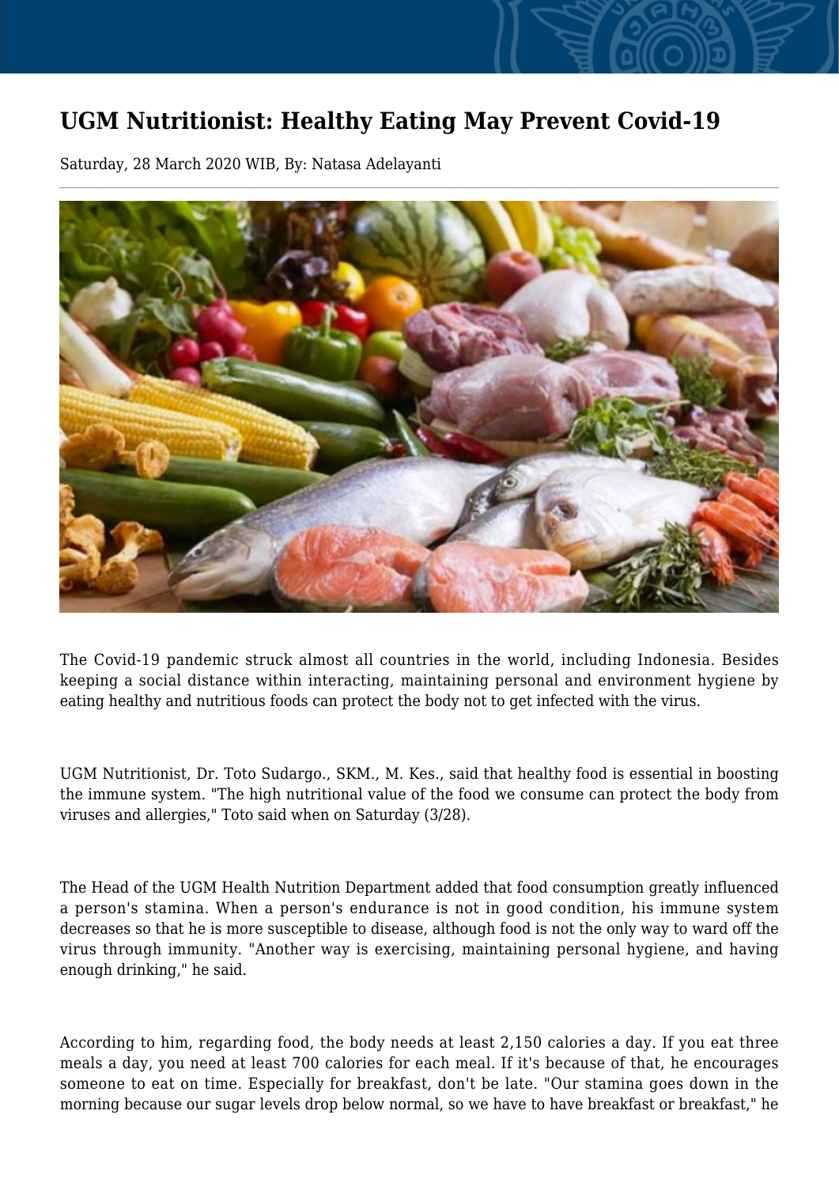# UGM Nutritionist: Healthy Eating May Prevent Covid-19

Saturday, 28 March 2020 WIB, By: Natasa Adelayanti

The Covid-19 pandemic struck almost all countries in the world, including Indonesia. Besides keeping a social distance within interacting, maintaining personal and environment hygiene by eating healthy and nutritious foods can protect the body not to get infected with the virus.

UGM Nutritionist, Dr. Toto Sudargo., SKM., M. Kes., said that healthy food is essential in boosting the immune system. "The high nutritional value of the food we consume can protect the body from viruses and allergies," Toto said when on Saturday (3/28).

The Head of the UGM Health Nutrition Department added that food consumption greatly influenced a person's stamina. When a person's endurance is not in good condition, his immune system decreases so that he is more susceptible to disease, although food is not the only way to ward off the virus through immunity. "Another way is exercising, maintaining personal hygiene, and having enough drinking," he said.

According to him, regarding food, the body needs at least 2,150 calories a day. If you eat three meals a day, you need at least 700 calories for each meal. If it's because of that, he encourages someone to eat on time. Especially for breakfast, don't be late. "Our stamina goes down in the morning because our sugar levels drop below normal, so we have to have breakfast or breakfast," he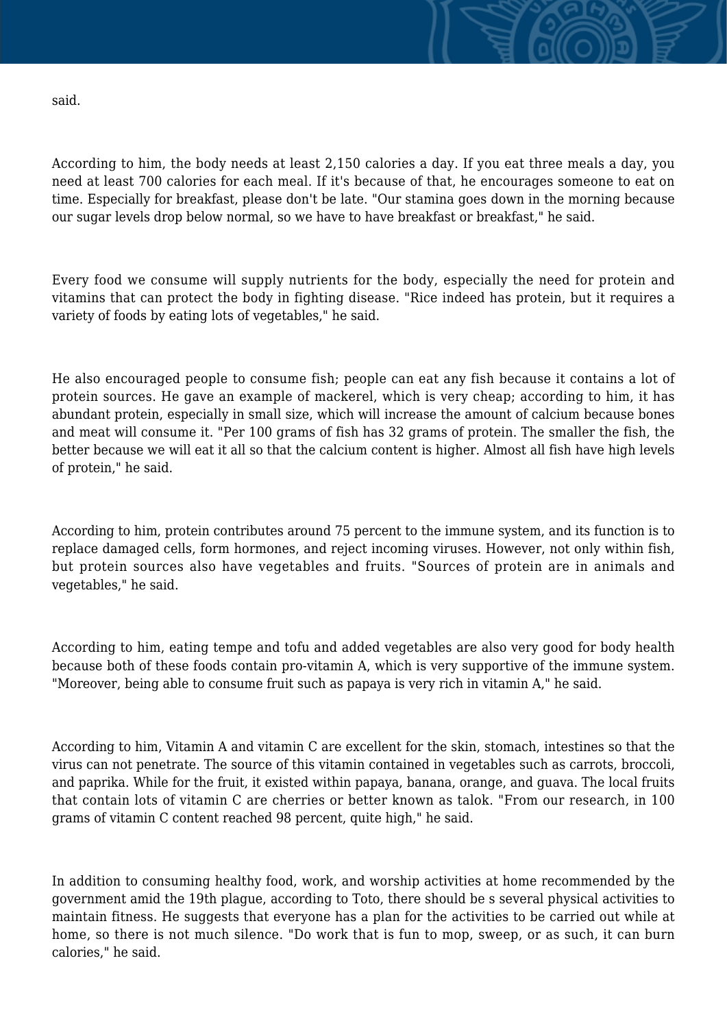said.

According to him, the body needs at least 2,150 calories a day. If you eat three meals a day, you need at least 700 calories for each meal. If it's because of that, he encourages someone to eat on time. Especially for breakfast, please don't be late. "Our stamina goes down in the morning because our sugar levels drop below normal, so we have to have breakfast or breakfast," he said.

Every food we consume will supply nutrients for the body, especially the need for protein and vitamins that can protect the body in fighting disease. "Rice indeed has protein, but it requires a variety of foods by eating lots of vegetables," he said.

He also encouraged people to consume fish; people can eat any fish because it contains a lot of protein sources. He gave an example of mackerel, which is very cheap; according to him, it has abundant protein, especially in small size, which will increase the amount of calcium because bones and meat will consume it. "Per 100 grams of fish has 32 grams of protein. The smaller the fish, the better because we will eat it all so that the calcium content is higher. Almost all fish have high levels of protein," he said.

According to him, protein contributes around 75 percent to the immune system, and its function is to replace damaged cells, form hormones, and reject incoming viruses. However, not only within fish, but protein sources also have vegetables and fruits. "Sources of protein are in animals and vegetables," he said.

According to him, eating tempe and tofu and added vegetables are also very good for body health because both of these foods contain pro-vitamin A, which is very supportive of the immune system. "Moreover, being able to consume fruit such as papaya is very rich in vitamin A," he said.

According to him, Vitamin A and vitamin C are excellent for the skin, stomach, intestines so that the virus can not penetrate. The source of this vitamin contained in vegetables such as carrots, broccoli, and paprika. While for the fruit, it existed within papaya, banana, orange, and guava. The local fruits that contain lots of vitamin C are cherries or better known as talok. "From our research, in 100 grams of vitamin C content reached 98 percent, quite high," he said.

In addition to consuming healthy food, work, and worship activities at home recommended by the government amid the 19th plague, according to Toto, there should be s several physical activities to maintain fitness. He suggests that everyone has a plan for the activities to be carried out while at home, so there is not much silence. "Do work that is fun to mop, sweep, or as such, it can burn calories," he said.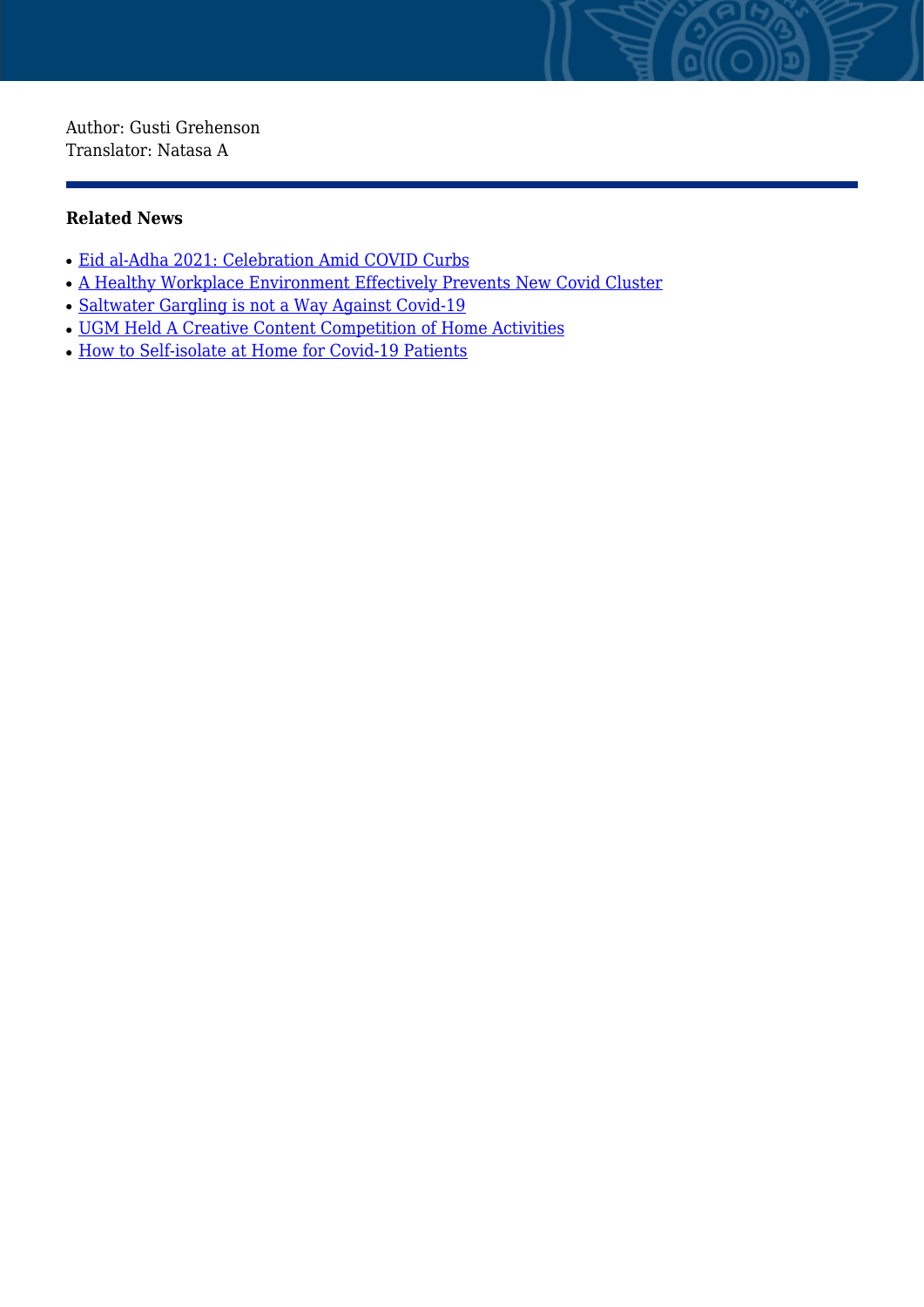Author: Gusti Grehenson
Translator: Natasa A

### Related News

- Eid al-Adha 2021: Celebration Amid COVID Curbs
- A Healthy Workplace Environment Effectively Prevents New Covid Cluster
- Saltwater Gargling is not a Way Against Covid-19
- UGM Held A Creative Content Competition of Home Activities
- How to Self-isolate at Home for Covid-19 Patients